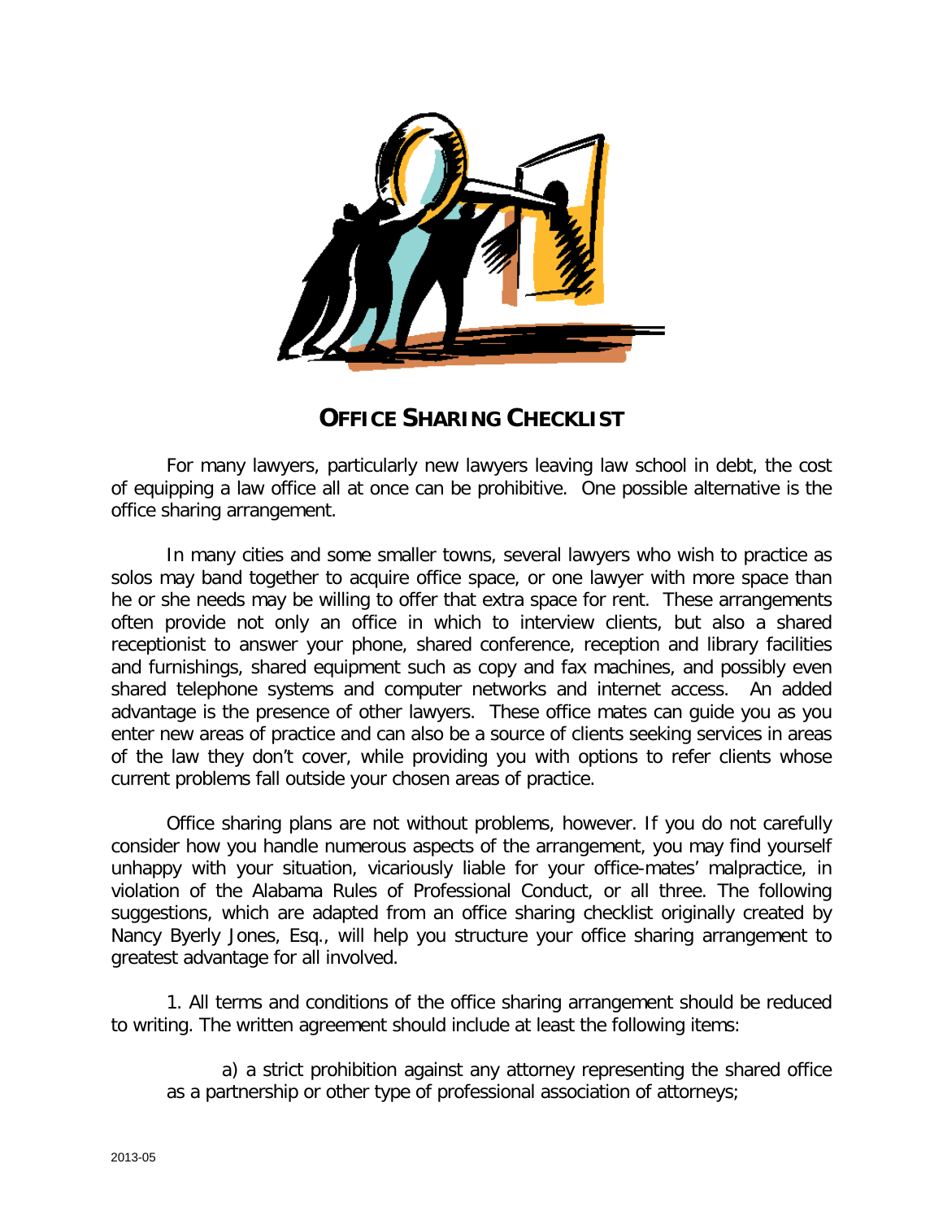# OFFICE SHARING CHECKLIST

For many lawyers, particularly new lawyers leaving law school in debt, the cost of equipping a law office all at once can be prohibitive. One possible alternative is the office sharing arrangement.

In many cities and some smaller towns, several lawyers who wish to practice as solos may band together to acquire office space, or one lawyer with more space than he or she needs may be willing to offer that extra space for rent. These arrangements often provide not only an office in which to interview clients, but also a shared receptionist to answer your phone, shared conference, reception and library facilities and furnishings, shared equipment such as copy and fax machines, and possibly even shared telephone systems and computer networks and internet access. An added advantage is the presence of other lawyers. These office mates can guide you as you enter new areas of practice and can also be a source of clients seeking services in areas of the law they don't cover, while providing you with options to refer clients whose current problems fall outside your chosen areas of practice.

Office sharing plans are not without problems, however. If you do not carefully consider how you handle numerous aspects of the arrangement, you may find yourself unhappy with your situation, vicariously liable for your office-mates' malpractice, in violation of the Alabama Rules of Professional Conduct, or all three. The following suggestions, which are adapted from an office sharing checklist originally created by Nancy Byerly Jones, Esq., will help you structure your office sharing arrangement to greatest advantage for all involved.

1. All terms and conditions of the office sharing arrangement should be reduced to writing. The written agreement should include at least the following items:

   a) a strict prohibition against any attorney representing the shared office as a partnership or other type of professional association of attorneys;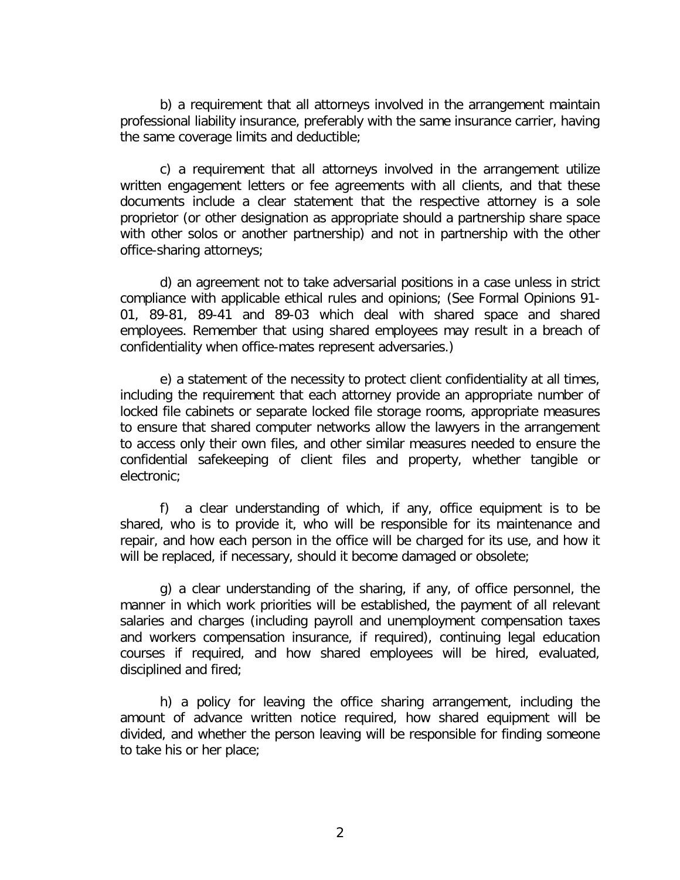b) a requirement that all attorneys involved in the arrangement maintain professional liability insurance, preferably with the same insurance carrier, having the same coverage limits and deductible;

c) a requirement that all attorneys involved in the arrangement utilize written engagement letters or fee agreements with all clients, and that these documents include a clear statement that the respective attorney is a sole proprietor (or other designation as appropriate should a partnership share space with other solos or another partnership) and not in partnership with the other office-sharing attorneys;

d) an agreement not to take adversarial positions in a case unless in strict compliance with applicable ethical rules and opinions; (See Formal Opinions 91-01, 89-81, 89-41 and 89-03 which deal with shared space and shared employees. Remember that using shared employees may result in a breach of confidentiality when office-mates represent adversaries.)

e) a statement of the necessity to protect client confidentiality at all times, including the requirement that each attorney provide an appropriate number of locked file cabinets or separate locked file storage rooms, appropriate measures to ensure that shared computer networks allow the lawyers in the arrangement to access only their own files, and other similar measures needed to ensure the confidential safekeeping of client files and property, whether tangible or electronic;

f) a clear understanding of which, if any, office equipment is to be shared, who is to provide it, who will be responsible for its maintenance and repair, and how each person in the office will be charged for its use, and how it will be replaced, if necessary, should it become damaged or obsolete;

g) a clear understanding of the sharing, if any, of office personnel, the manner in which work priorities will be established, the payment of all relevant salaries and charges (including payroll and unemployment compensation taxes and workers compensation insurance, if required), continuing legal education courses if required, and how shared employees will be hired, evaluated, disciplined and fired;

h) a policy for leaving the office sharing arrangement, including the amount of advance written notice required, how shared equipment will be divided, and whether the person leaving will be responsible for finding someone to take his or her place;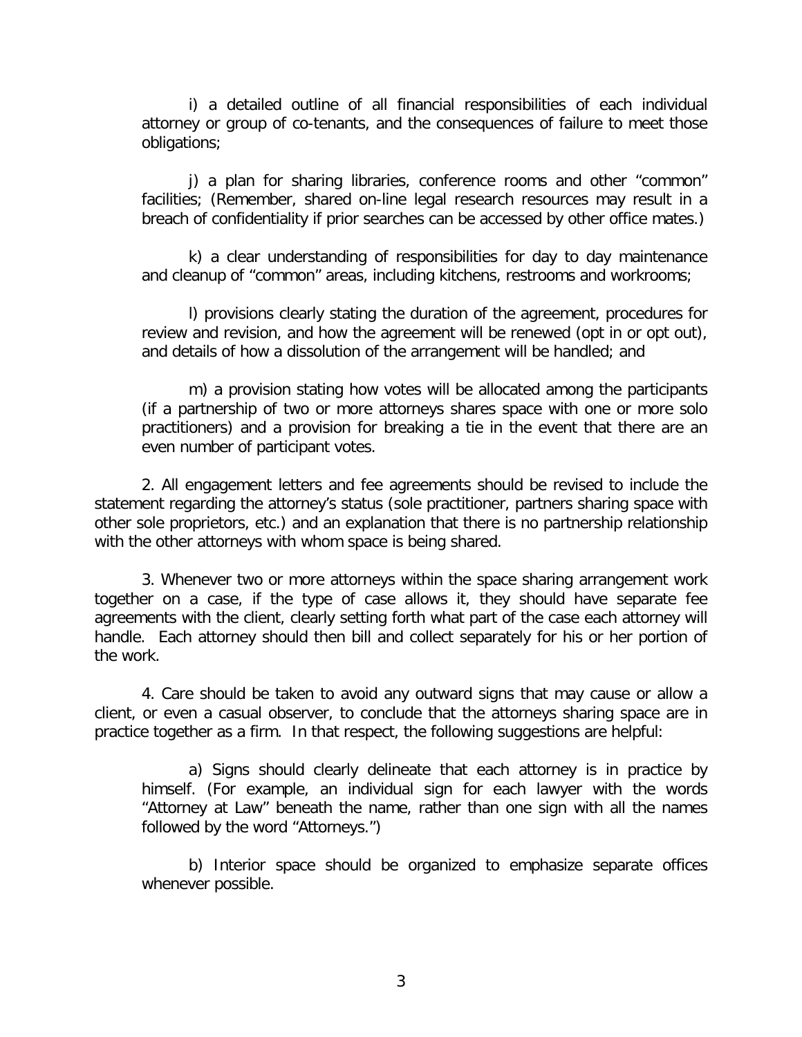i) a detailed outline of all financial responsibilities of each individual attorney or group of co-tenants, and the consequences of failure to meet those obligations;

j) a plan for sharing libraries, conference rooms and other "common" facilities; (Remember, shared on-line legal research resources may result in a breach of confidentiality if prior searches can be accessed by other office mates.)

k) a clear understanding of responsibilities for day to day maintenance and cleanup of "common" areas, including kitchens, restrooms and workrooms;

l) provisions clearly stating the duration of the agreement, procedures for review and revision, and how the agreement will be renewed (opt in or opt out), and details of how a dissolution of the arrangement will be handled; and

m) a provision stating how votes will be allocated among the participants (if a partnership of two or more attorneys shares space with one or more solo practitioners) and a provision for breaking a tie in the event that there are an even number of participant votes.

2. All engagement letters and fee agreements should be revised to include the statement regarding the attorney's status (sole practitioner, partners sharing space with other sole proprietors, etc.) and an explanation that there is no partnership relationship with the other attorneys with whom space is being shared.

3. Whenever two or more attorneys within the space sharing arrangement work together on a case, if the type of case allows it, they should have separate fee agreements with the client, clearly setting forth what part of the case each attorney will handle. Each attorney should then bill and collect separately for his or her portion of the work.

4. Care should be taken to avoid any outward signs that may cause or allow a client, or even a casual observer, to conclude that the attorneys sharing space are in practice together as a firm. In that respect, the following suggestions are helpful:

a) Signs should clearly delineate that each attorney is in practice by himself. (For example, an individual sign for each lawyer with the words "Attorney at Law" beneath the name, rather than one sign with all the names followed by the word "Attorneys.")

b) Interior space should be organized to emphasize separate offices whenever possible.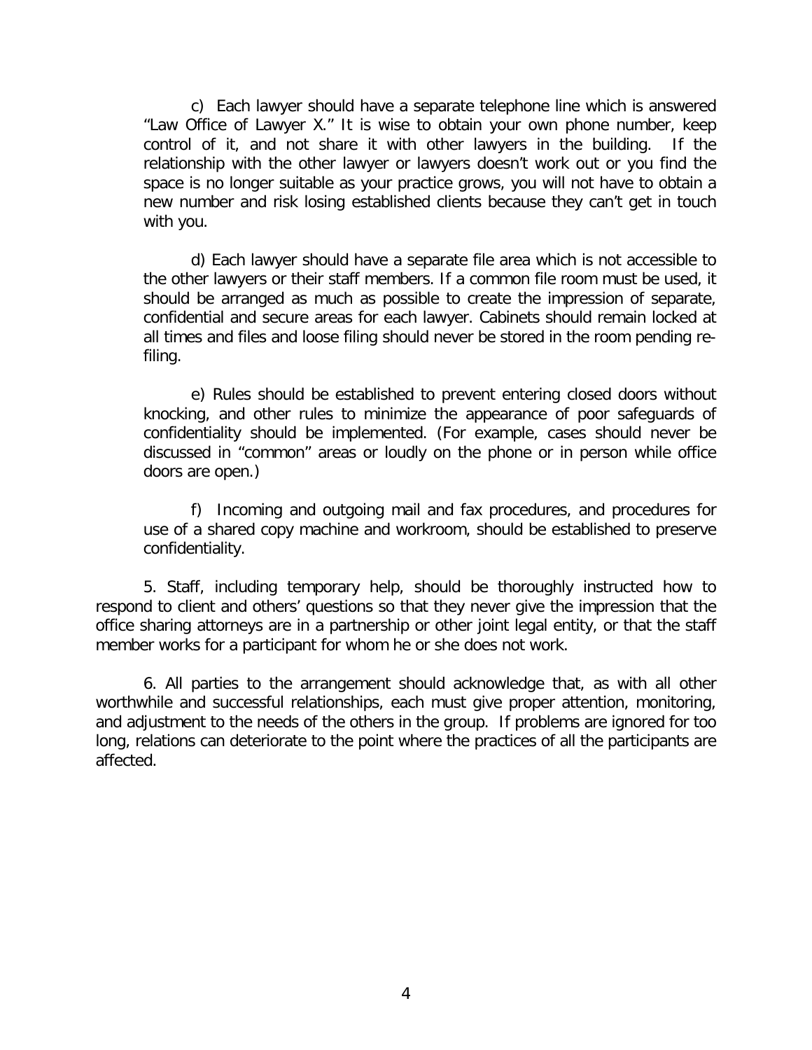c) Each lawyer should have a separate telephone line which is answered “Law Office of Lawyer X.” It is wise to obtain your own phone number, keep control of it, and not share it with other lawyers in the building. If the relationship with the other lawyer or lawyers doesn’t work out or you find the space is no longer suitable as your practice grows, you will not have to obtain a new number and risk losing established clients because they can’t get in touch with you.

d) Each lawyer should have a separate file area which is not accessible to the other lawyers or their staff members. If a common file room must be used, it should be arranged as much as possible to create the impression of separate, confidential and secure areas for each lawyer. Cabinets should remain locked at all times and files and loose filing should never be stored in the room pending re-filing.

e) Rules should be established to prevent entering closed doors without knocking, and other rules to minimize the appearance of poor safeguards of confidentiality should be implemented. (For example, cases should never be discussed in “common” areas or loudly on the phone or in person while office doors are open.)

f) Incoming and outgoing mail and fax procedures, and procedures for use of a shared copy machine and workroom, should be established to preserve confidentiality.

5. Staff, including temporary help, should be thoroughly instructed how to respond to client and others’ questions so that they never give the impression that the office sharing attorneys are in a partnership or other joint legal entity, or that the staff member works for a participant for whom he or she does not work.

6. All parties to the arrangement should acknowledge that, as with all other worthwhile and successful relationships, each must give proper attention, monitoring, and adjustment to the needs of the others in the group. If problems are ignored for too long, relations can deteriorate to the point where the practices of all the participants are affected.